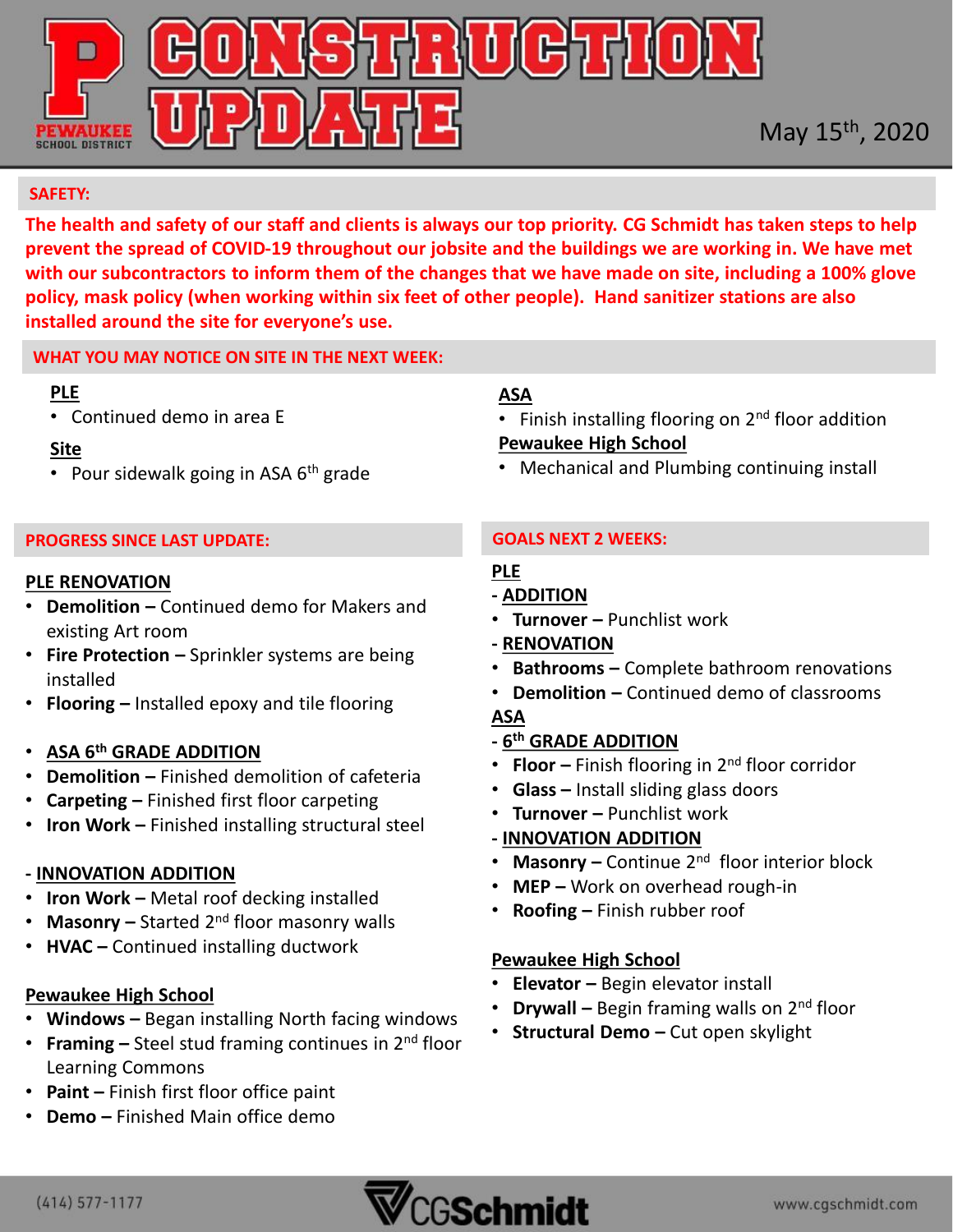# CONSTRUCTION UPDATE

PEWAUKEE SCHOOL DISTRICT

May 15th, 2020

## SAFETY:

**The health and safety of our staff and clients is always our top priority. CG Schmidt has taken steps to help prevent the spread of COVID-19 throughout our jobsite and the buildings we are working in. We have met with our subcontractors to inform them of the changes that we have made on site, including a 100% glove policy, mask policy (when working within six feet of other people). Hand sanitizer stations are also installed around the site for everyone's use.**

## WHAT YOU MAY NOTICE ON SITE IN THE NEXT WEEK:

**PLE**
- Continued demo in area E

**Site**
- Pour sidewalk going in ASA 6th grade

**ASA**
- Finish installing flooring on 2nd floor addition

**Pewaukee High School**
- Mechanical and Plumbing continuing install

## PROGRESS SINCE LAST UPDATE:

**PLE RENOVATION**
- **Demolition –** Continued demo for Makers and existing Art room
- **Fire Protection –** Sprinkler systems are being installed
- **Flooring –** Installed epoxy and tile flooring

- **ASA 6th GRADE ADDITION**
- **Demolition –** Finished demolition of cafeteria
- **Carpeting –** Finished first floor carpeting
- **Iron Work –** Finished installing structural steel

**- INNOVATION ADDITION**
- **Iron Work –** Metal roof decking installed
- **Masonry –** Started 2nd floor masonry walls
- **HVAC –** Continued installing ductwork

**Pewaukee High School**
- **Windows –** Began installing North facing windows
- **Framing –** Steel stud framing continues in 2nd floor Learning Commons
- **Paint –** Finish first floor office paint
- **Demo –** Finished Main office demo

## GOALS NEXT 2 WEEKS:

**PLE**

**- ADDITION**
- **Turnover –** Punchlist work

**- RENOVATION**
- **Bathrooms –** Complete bathroom renovations
- **Demolition –** Continued demo of classrooms

**ASA**

**- 6th GRADE ADDITION**
- **Floor –** Finish flooring in 2nd floor corridor
- **Glass –** Install sliding glass doors
- **Turnover –** Punchlist work

**- INNOVATION ADDITION**
- **Masonry –** Continue 2nd floor interior block
- **MEP –** Work on overhead rough-in
- **Roofing –** Finish rubber roof

**Pewaukee High School**
- **Elevator –** Begin elevator install
- **Drywall –** Begin framing walls on 2nd floor
- **Structural Demo –** Cut open skylight

(414) 577-1177 CGSchmidt www.cgschmidt.com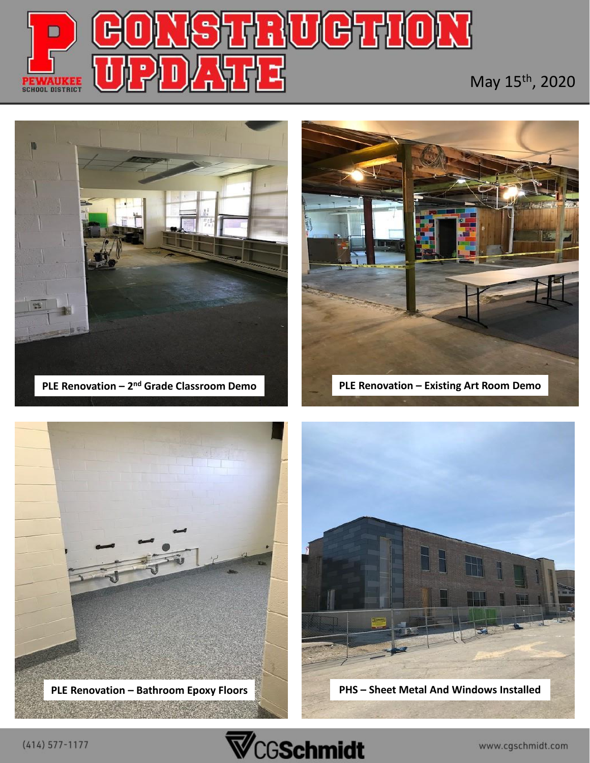# CONSTRUCTION UPDATE

May 15th, 2020

PLE Renovation – 2nd Grade Classroom Demo

PLE Renovation – Existing Art Room Demo

PLE Renovation – Bathroom Epoxy Floors

PHS – Sheet Metal And Windows Installed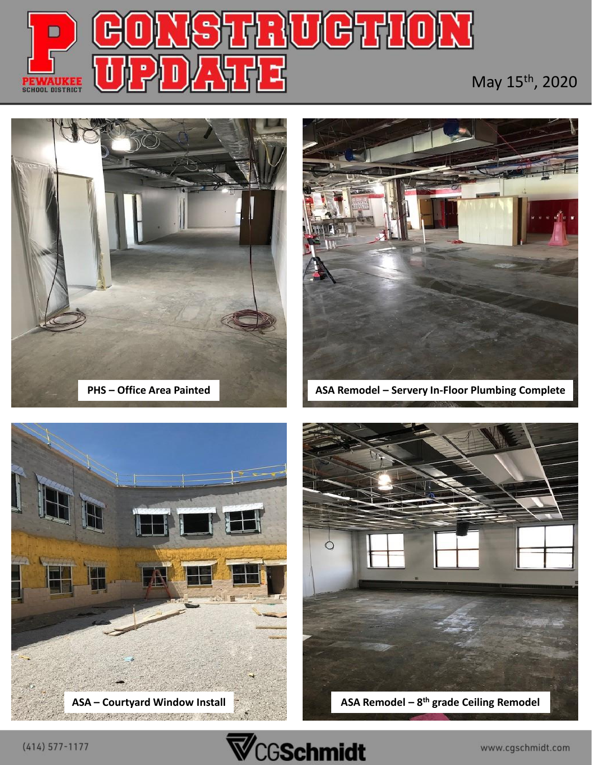# CONSTRUCTION UPDATE

May 15th, 2020

PHS – Office Area Painted

ASA Remodel – Servery In-Floor Plumbing Complete

ASA – Courtyard Window Install

ASA Remodel – 8th grade Ceiling Remodel